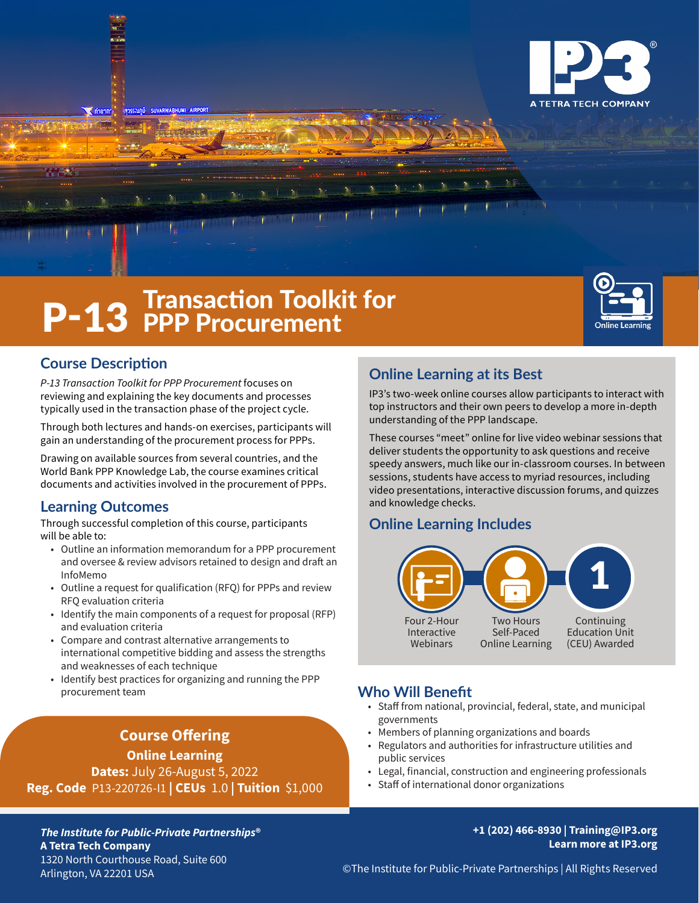IP3® A TETRA TECH COMPANY

# P-13 Transaction Toolkit for PPP Procurement

Online Learning

## Course Description

*P-13 Transaction Toolkit for PPP Procurement* focuses on reviewing and explaining the key documents and processes typically used in the transaction phase of the project cycle.

Through both lectures and hands-on exercises, participants will gain an understanding of the procurement process for PPPs.

Drawing on available sources from several countries, and the World Bank PPP Knowledge Lab, the course examines critical documents and activities involved in the procurement of PPPs.

## Learning Outcomes

Through successful completion of this course, participants will be able to:

- Outline an information memorandum for a PPP procurement and oversee & review advisors retained to design and draft an InfoMemo
- Outline a request for qualification (RFQ) for PPPs and review RFQ evaluation criteria
- Identify the main components of a request for proposal (RFP) and evaluation criteria
- Compare and contrast alternative arrangements to international competitive bidding and assess the strengths and weaknesses of each technique
- Identify best practices for organizing and running the PPP procurement team

## Course Offering

**Online Learning**

**Dates:** July 26-August 5, 2022

**Reg. Code** P13-220726-I1 | **CEUs** 1.0 | **Tuition** $1,000

## Online Learning at its Best

IP3's two-week online courses allow participants to interact with top instructors and their own peers to develop a more in-depth understanding of the PPP landscape.

These courses "meet" online for live video webinar sessions that deliver students the opportunity to ask questions and receive speedy answers, much like our in-classroom courses. In between sessions, students have access to myriad resources, including video presentations, interactive discussion forums, and quizzes and knowledge checks.

## Online Learning Includes

- Four 2-Hour Interactive Webinars
- Two Hours Self-Paced Online Learning
- 1 Continuing Education Unit (CEU) Awarded

## Who Will Benefit

- Staff from national, provincial, federal, state, and municipal governments
- Members of planning organizations and boards
- Regulators and authorities for infrastructure utilities and public services
- Legal, financial, construction and engineering professionals
- Staff of international donor organizations

***The Institute for Public-Private Partnerships®***
**A Tetra Tech Company**
1320 North Courthouse Road, Suite 600
Arlington, VA 22201 USA

**+1 (202) 466-8930 | Training@IP3.org**
**Learn more at IP3.org**

©The Institute for Public-Private Partnerships | All Rights Reserved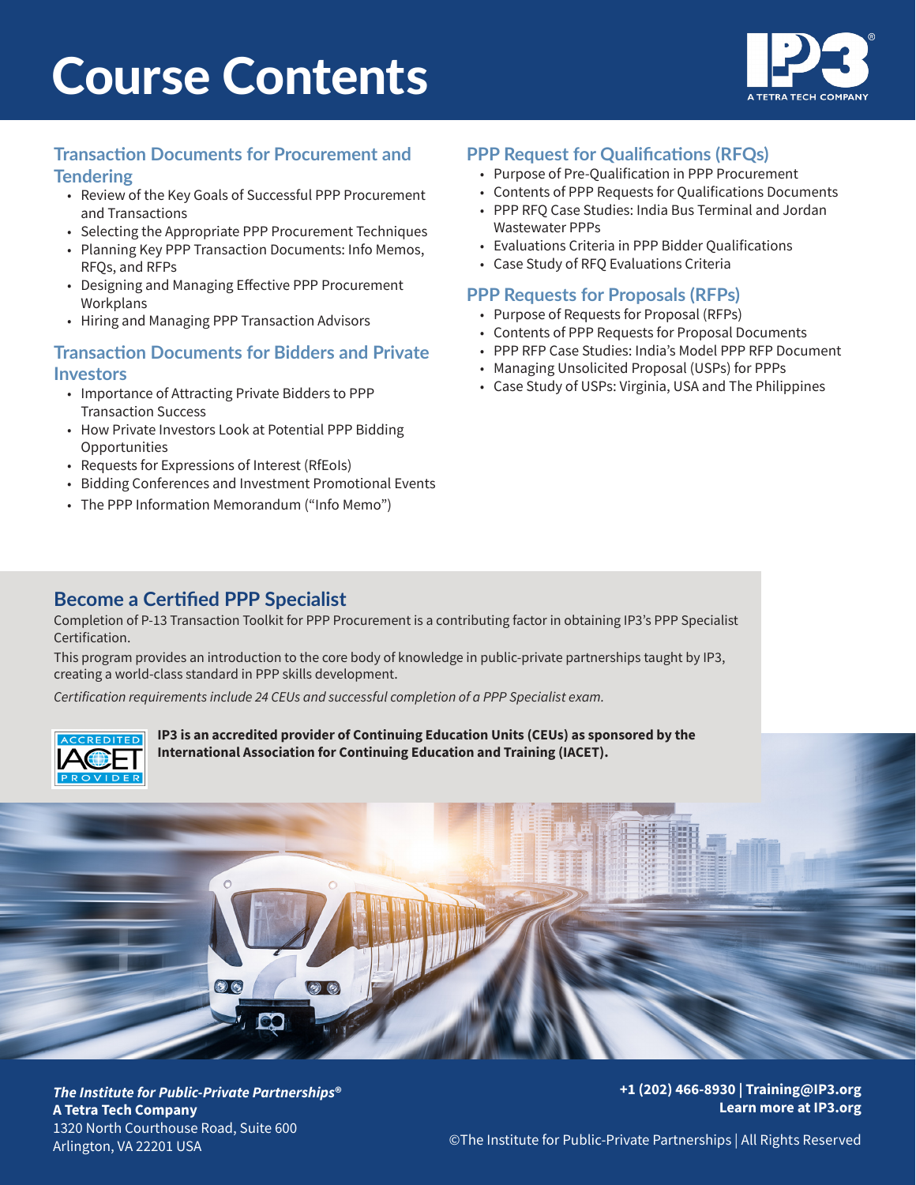# Course Contents

## Transaction Documents for Procurement and Tendering

- Review of the Key Goals of Successful PPP Procurement and Transactions
- Selecting the Appropriate PPP Procurement Techniques
- Planning Key PPP Transaction Documents: Info Memos, RFQs, and RFPs
- Designing and Managing Effective PPP Procurement Workplans
- Hiring and Managing PPP Transaction Advisors

## Transaction Documents for Bidders and Private Investors

- Importance of Attracting Private Bidders to PPP Transaction Success
- How Private Investors Look at Potential PPP Bidding Opportunities
- Requests for Expressions of Interest (RfEoIs)
- Bidding Conferences and Investment Promotional Events
- The PPP Information Memorandum ("Info Memo")

## PPP Request for Qualifications (RFQs)

- Purpose of Pre-Qualification in PPP Procurement
- Contents of PPP Requests for Qualifications Documents
- PPP RFQ Case Studies: India Bus Terminal and Jordan Wastewater PPPs
- Evaluations Criteria in PPP Bidder Qualifications
- Case Study of RFQ Evaluations Criteria

## PPP Requests for Proposals (RFPs)

- Purpose of Requests for Proposal (RFPs)
- Contents of PPP Requests for Proposal Documents
- PPP RFP Case Studies: India's Model PPP RFP Document
- Managing Unsolicited Proposal (USPs) for PPPs
- Case Study of USPs: Virginia, USA and The Philippines

## Become a Certified PPP Specialist

Completion of P-13 Transaction Toolkit for PPP Procurement is a contributing factor in obtaining IP3's PPP Specialist Certification.

This program provides an introduction to the core body of knowledge in public-private partnerships taught by IP3, creating a world-class standard in PPP skills development.

*Certification requirements include 24 CEUs and successful completion of a PPP Specialist exam.*

**IP3 is an accredited provider of Continuing Education Units (CEUs) as sponsored by the International Association for Continuing Education and Training (IACET).**

***The Institute for Public-Private Partnerships®***
**A Tetra Tech Company**
1320 North Courthouse Road, Suite 600
Arlington, VA 22201 USA

**+1 (202) 466-8930 | Training@IP3.org**
**Learn more at IP3.org**

©The Institute for Public-Private Partnerships | All Rights Reserved